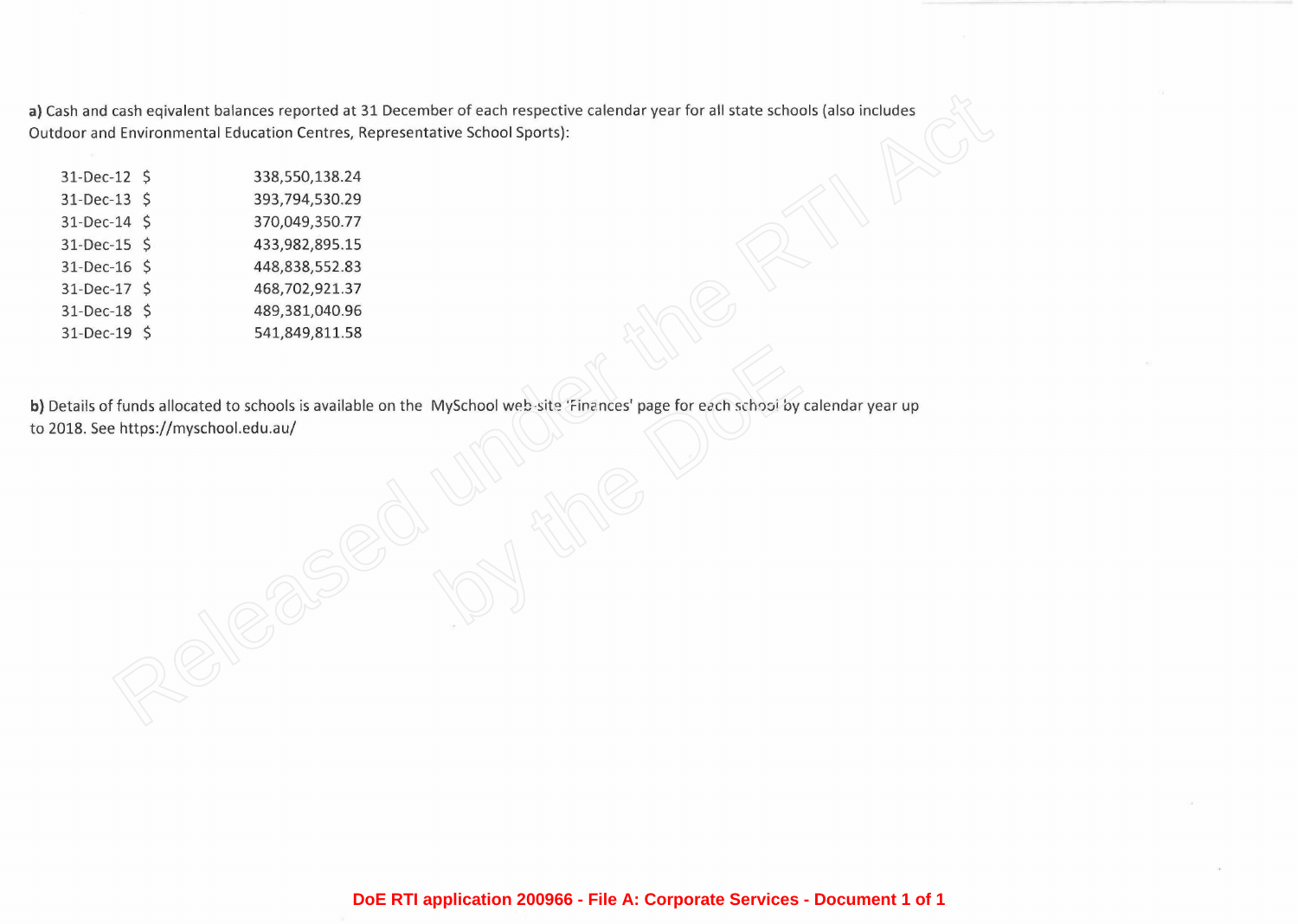**a)** Cash and cash eqivalent balances reported at 31 December of each respective calendar year for all state schools (also includes Outdoor and Environmental Education Centres, Representative School Sports):

| | | |
|---|---|---|
| 31-Dec-12 | $ | 338,550,138.24 |
| 31-Dec-13 | $ | 393,794,530.29 |
| 31-Dec-14 | $ | 370,049,350.77 |
| 31-Dec-15 | $ | 433,982,895.15 |
| 31-Dec-16 | $ | 448,838,552.83 |
| 31-Dec-17 | $ | 468,702,921.37 |
| 31-Dec-18 | $ | 489,381,040.96 |
| 31-Dec-19 | $ | 541,849,811.58 |

**b)** Details of funds allocated to schools is available on the MySchool web-site 'Finances' page for each school by calendar year up to 2018. See https://myschool.edu.au/

DoE RTI application 200966 - File A: Corporate Services - Document 1 of 1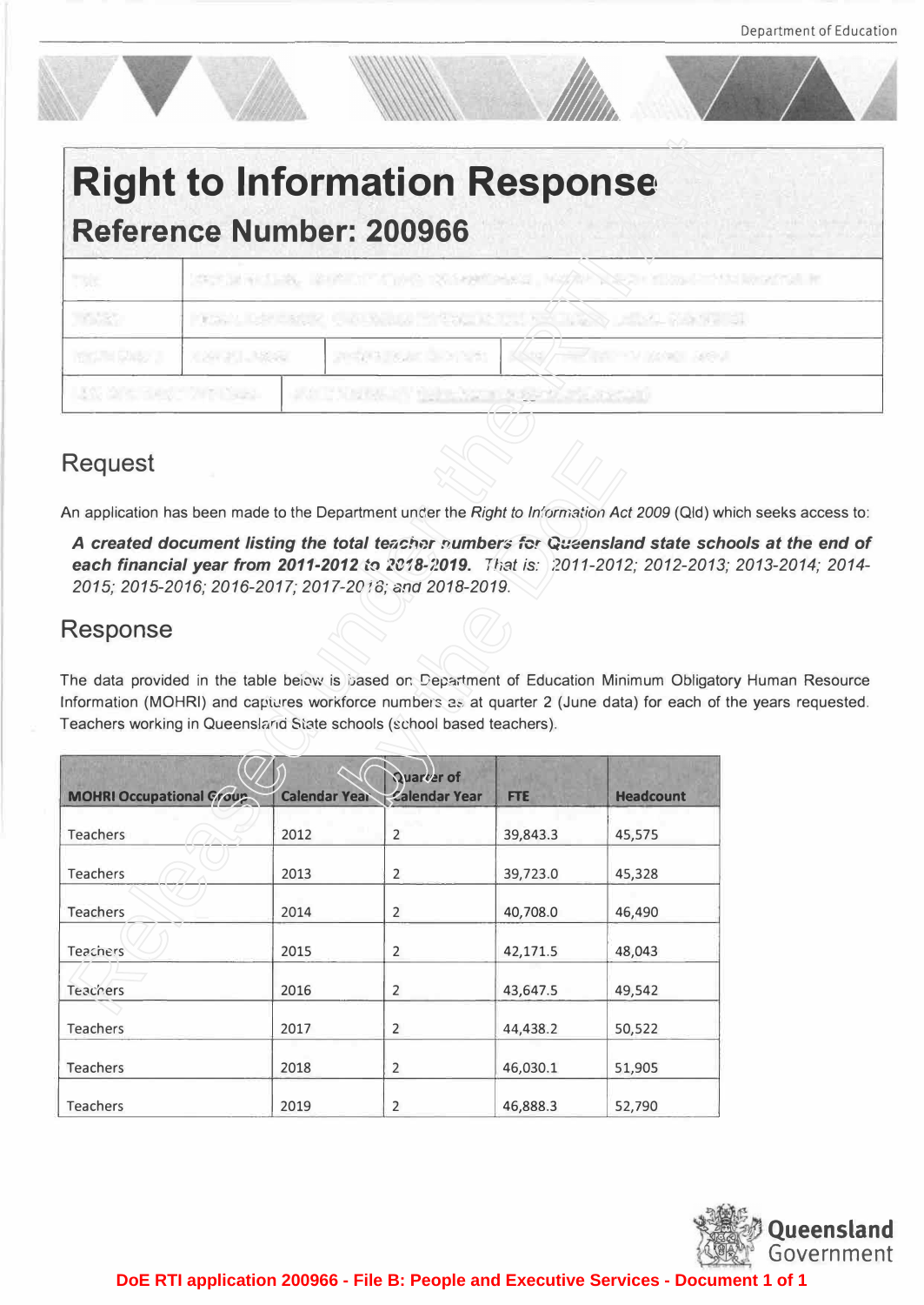# Right to Information Response

## Reference Number: 200966

## Request

An application has been made to the Department under the *Right to Information Act 2009* (Qld) which seeks access to:

> ***A created document listing the total teacher numbers for Queensland state schools at the end of each financial year from 2011-2012 to 2018-2019.*** *That is: 2011-2012; 2012-2013; 2013-2014; 2014-2015; 2015-2016; 2016-2017; 2017-2018; and 2018-2019.*

## Response

The data provided in the table below is based on Department of Education Minimum Obligatory Human Resource Information (MOHRI) and captures workforce numbers as at quarter 2 (June data) for each of the years requested. Teachers working in Queensland State schools (school based teachers).

| MOHRI Occupational Group | Calendar Year | Quarter of Calendar Year | FTE | Headcount |
|---|---|---|---|---|
| Teachers | 2012 | 2 | 39,843.3 | 45,575 |
| Teachers | 2013 | 2 | 39,723.0 | 45,328 |
| Teachers | 2014 | 2 | 40,708.0 | 46,490 |
| Teachers | 2015 | 2 | 42,171.5 | 48,043 |
| Teachers | 2016 | 2 | 43,647.5 | 49,542 |
| Teachers | 2017 | 2 | 44,438.2 | 50,522 |
| Teachers | 2018 | 2 | 46,030.1 | 51,905 |
| Teachers | 2019 | 2 | 46,888.3 | 52,790 |